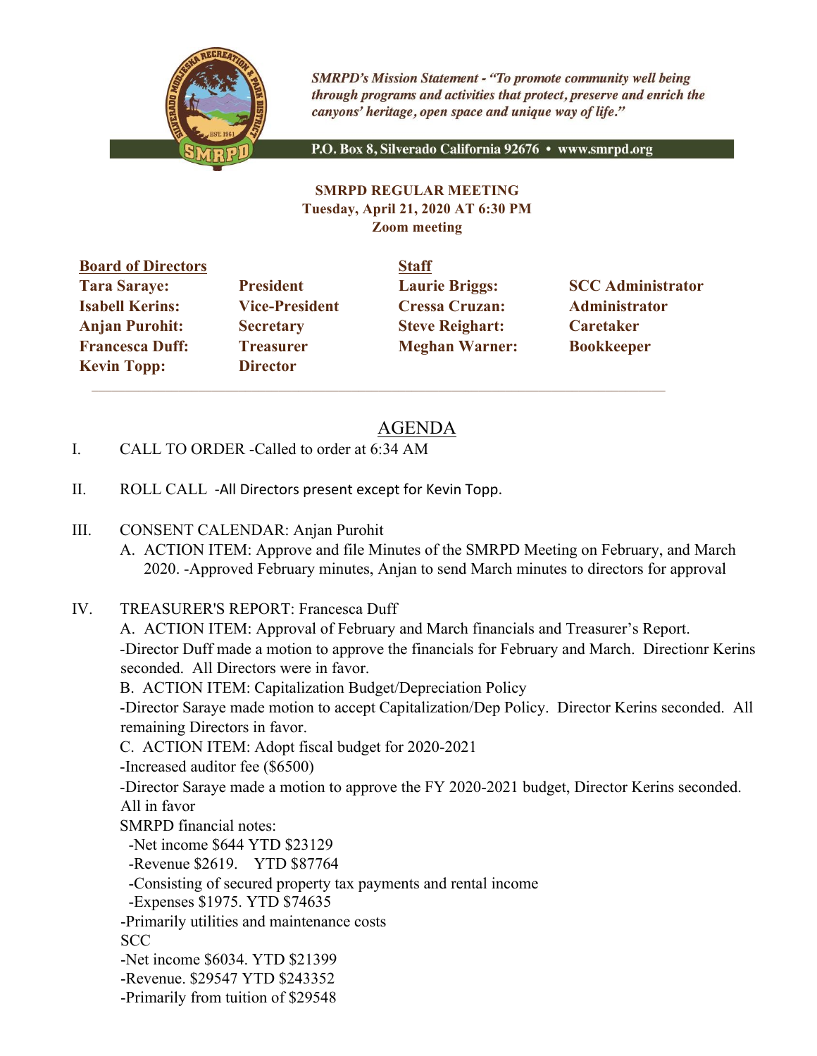*SMRPD's Mission Statement - "To promote community well being through programs and activities that protect, preserve and enrich the canyons' heritage, open space and unique way of life."*

P.O. Box 8, Silverado California 92676 • www.smrpd.org

**SMRPD REGULAR MEETING**
**Tuesday, April 21, 2020 AT 6:30 PM**
**Zoom meeting**

| **Board of Directors** | | **Staff** | |
|---|---|---|---|
| **Tara Saraye:** | **President** | **Laurie Briggs:** | **SCC Administrator** |
| **Isabell Kerins:** | **Vice-President** | **Cressa Cruzan:** | **Administrator** |
| **Anjan Purohit:** | **Secretary** | **Steve Reighart:** | **Caretaker** |
| **Francesca Duff:** | **Treasurer** | **Meghan Warner:** | **Bookkeeper** |
| **Kevin Topp:** | **Director** | | |

## AGENDA

I. CALL TO ORDER -Called to order at 6:34 AM

II. ROLL CALL -All Directors present except for Kevin Topp.

III. CONSENT CALENDAR: Anjan Purohit
  A. ACTION ITEM: Approve and file Minutes of the SMRPD Meeting on February, and March 2020. -Approved February minutes, Anjan to send March minutes to directors for approval

IV. TREASURER'S REPORT: Francesca Duff
  A. ACTION ITEM: Approval of February and March financials and Treasurer's Report.
  -Director Duff made a motion to approve the financials for February and March. Directionr Kerins seconded. All Directors were in favor.
  B. ACTION ITEM: Capitalization Budget/Depreciation Policy
  -Director Saraye made motion to accept Capitalization/Dep Policy. Director Kerins seconded. All remaining Directors in favor.
  C. ACTION ITEM: Adopt fiscal budget for 2020-2021
  -Increased auditor fee ($6500)
  -Director Saraye made a motion to approve the FY 2020-2021 budget, Director Kerins seconded. All in favor
  SMRPD financial notes:
   -Net income $644 YTD $23129
   -Revenue $2619. YTD $87764
   -Consisting of secured property tax payments and rental income
   -Expenses $1975. YTD $74635
  -Primarily utilities and maintenance costs
  SCC
  -Net income $6034. YTD $21399
  -Revenue. $29547 YTD $243352
  -Primarily from tuition of $29548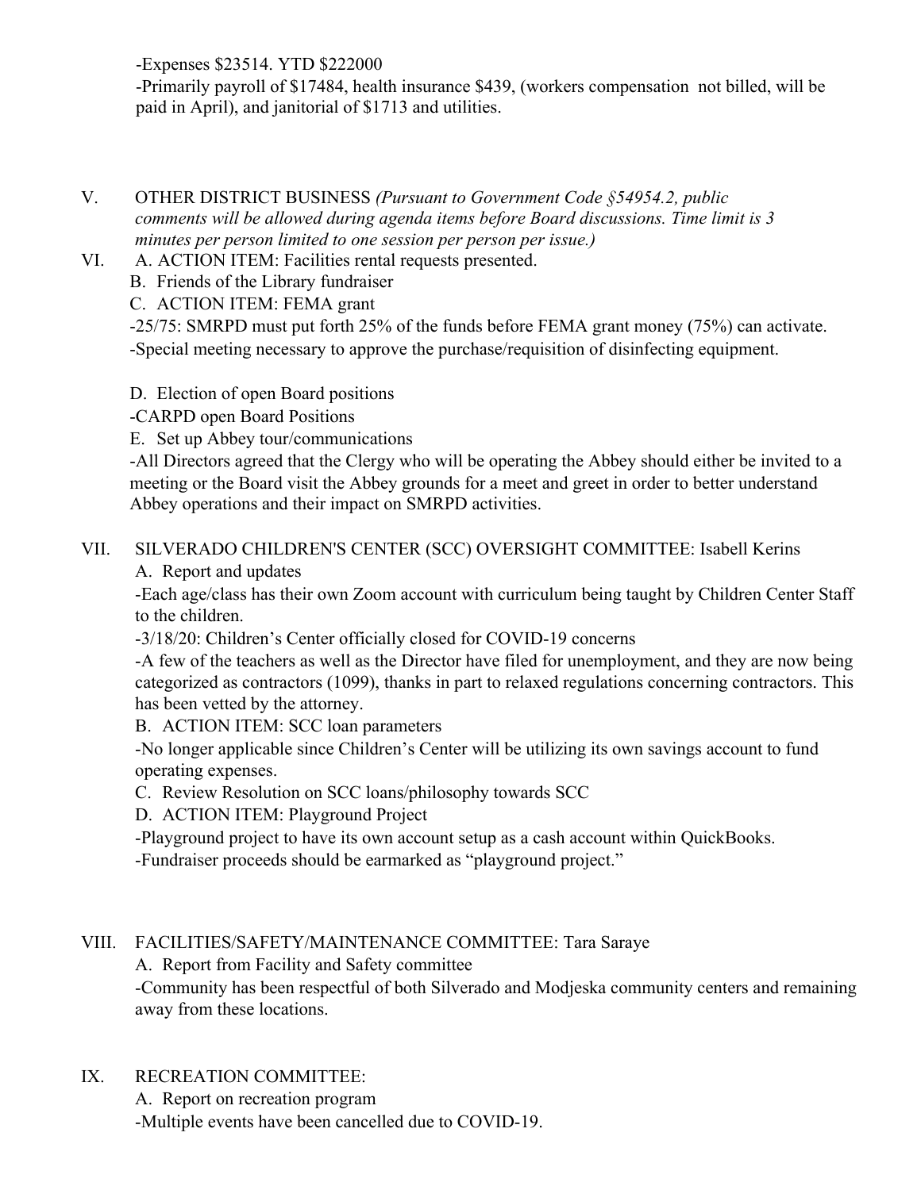-Expenses $23514. YTD $222000

-Primarily payroll of $17484, health insurance $439, (workers compensation not billed, will be paid in April), and janitorial of $1713 and utilities.

V. OTHER DISTRICT BUSINESS *(Pursuant to Government Code §54954.2, public comments will be allowed during agenda items before Board discussions. Time limit is 3 minutes per person limited to one session per person per issue.)*

VI. A. ACTION ITEM: Facilities rental requests presented.

B. Friends of the Library fundraiser

C. ACTION ITEM: FEMA grant

-25/75: SMRPD must put forth 25% of the funds before FEMA grant money (75%) can activate.

-Special meeting necessary to approve the purchase/requisition of disinfecting equipment.

D. Election of open Board positions

-CARPD open Board Positions

E. Set up Abbey tour/communications

-All Directors agreed that the Clergy who will be operating the Abbey should either be invited to a meeting or the Board visit the Abbey grounds for a meet and greet in order to better understand Abbey operations and their impact on SMRPD activities.

VII. SILVERADO CHILDREN'S CENTER (SCC) OVERSIGHT COMMITTEE: Isabell Kerins

A. Report and updates

-Each age/class has their own Zoom account with curriculum being taught by Children Center Staff to the children.

-3/18/20: Children's Center officially closed for COVID-19 concerns

-A few of the teachers as well as the Director have filed for unemployment, and they are now being categorized as contractors (1099), thanks in part to relaxed regulations concerning contractors. This has been vetted by the attorney.

B. ACTION ITEM: SCC loan parameters

-No longer applicable since Children's Center will be utilizing its own savings account to fund operating expenses.

C. Review Resolution on SCC loans/philosophy towards SCC

D. ACTION ITEM: Playground Project

-Playground project to have its own account setup as a cash account within QuickBooks.

-Fundraiser proceeds should be earmarked as "playground project."

VIII. FACILITIES/SAFETY/MAINTENANCE COMMITTEE: Tara Saraye

A. Report from Facility and Safety committee

-Community has been respectful of both Silverado and Modjeska community centers and remaining away from these locations.

IX. RECREATION COMMITTEE:

A. Report on recreation program

-Multiple events have been cancelled due to COVID-19.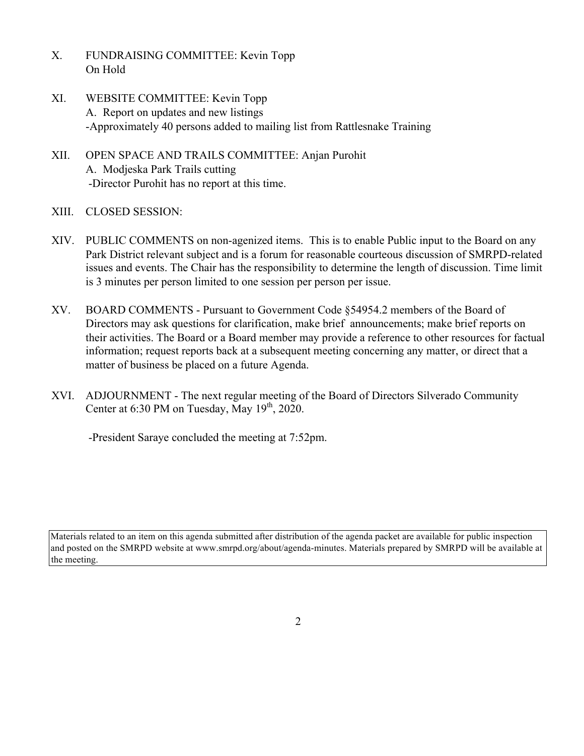X. FUNDRAISING COMMITTEE: Kevin Topp
On Hold

XI. WEBSITE COMMITTEE: Kevin Topp
A. Report on updates and new listings
-Approximately 40 persons added to mailing list from Rattlesnake Training

XII. OPEN SPACE AND TRAILS COMMITTEE: Anjan Purohit
A. Modjeska Park Trails cutting
-Director Purohit has no report at this time.

XIII. CLOSED SESSION:

XIV. PUBLIC COMMENTS on non-agenized items. This is to enable Public input to the Board on any Park District relevant subject and is a forum for reasonable courteous discussion of SMRPD-related issues and events. The Chair has the responsibility to determine the length of discussion. Time limit is 3 minutes per person limited to one session per person per issue.

XV. BOARD COMMENTS - Pursuant to Government Code §54954.2 members of the Board of Directors may ask questions for clarification, make brief announcements; make brief reports on their activities. The Board or a Board member may provide a reference to other resources for factual information; request reports back at a subsequent meeting concerning any matter, or direct that a matter of business be placed on a future Agenda.

XVI. ADJOURNMENT - The next regular meeting of the Board of Directors Silverado Community Center at 6:30 PM on Tuesday, May 19th, 2020.

-President Saraye concluded the meeting at 7:52pm.

Materials related to an item on this agenda submitted after distribution of the agenda packet are available for public inspection and posted on the SMRPD website at www.smrpd.org/about/agenda-minutes. Materials prepared by SMRPD will be available at the meeting.